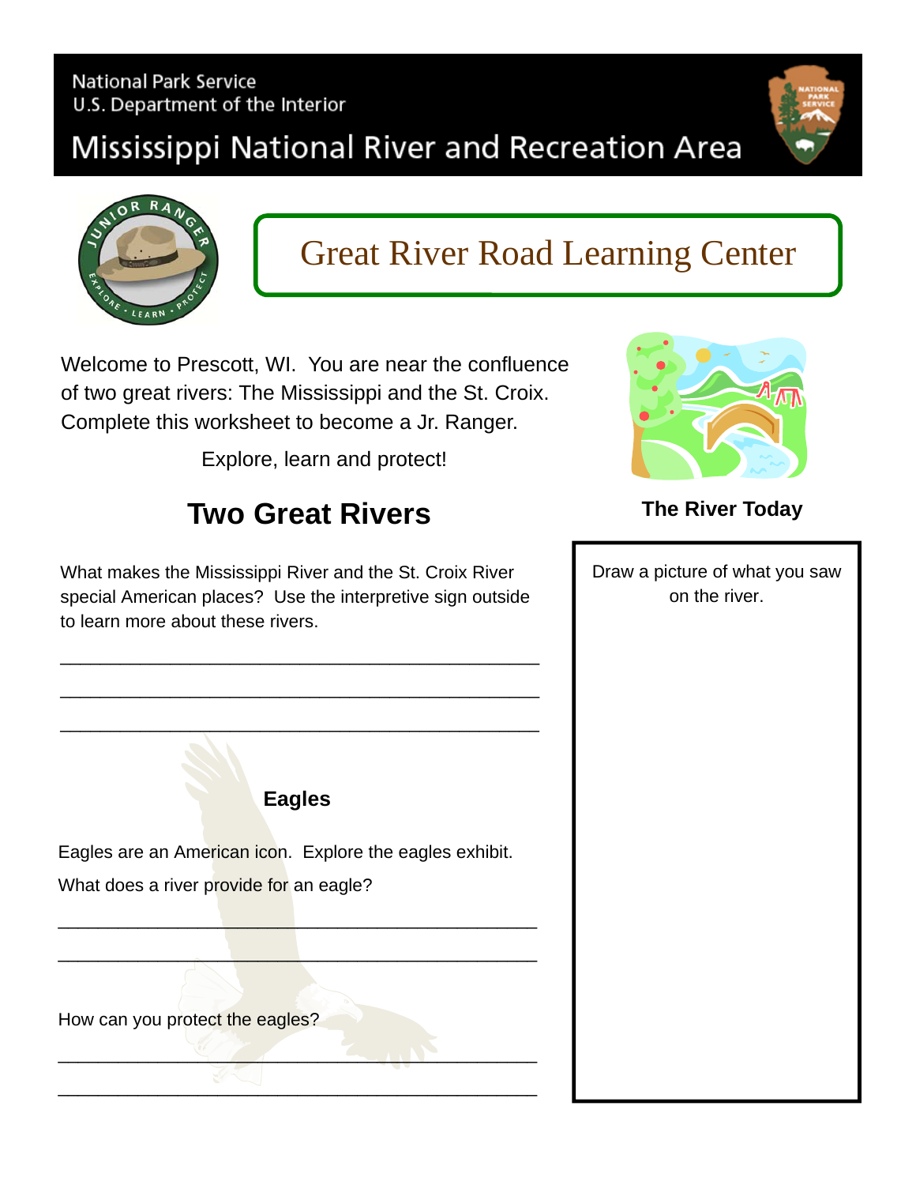National Park Service
U.S. Department of the Interior

Mississippi National River and Recreation Area

# Great River Road Learning Center

Welcome to Prescott, WI. You are near the confluence of two great rivers: The Mississippi and the St. Croix. Complete this worksheet to become a Jr. Ranger.

Explore, learn and protect!

## Two Great Rivers

What makes the Mississippi River and the St. Croix River special American places? Use the interpretive sign outside to learn more about these rivers.

_______________________________________________

_______________________________________________

_______________________________________________

### Eagles

Eagles are an American icon. Explore the eagles exhibit.

What does a river provide for an eagle?

_______________________________________________

_______________________________________________

How can you protect the eagles?

_______________________________________________

_______________________________________________

### The River Today

Draw a picture of what you saw on the river.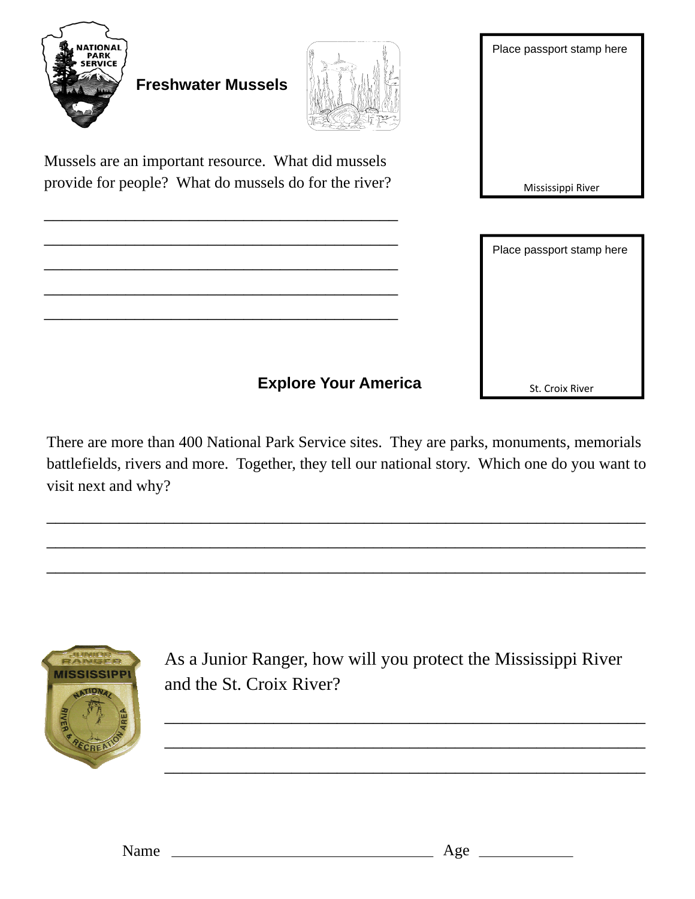## Freshwater Mussels

Mussels are an important resource. What did mussels provide for people? What do mussels do for the river?

\_\_\_\_\_\_\_\_\_\_\_\_\_\_\_\_\_\_\_\_\_\_\_\_\_\_\_\_\_\_\_\_\_\_\_\_\_\_\_\_\_\_\_\_

\_\_\_\_\_\_\_\_\_\_\_\_\_\_\_\_\_\_\_\_\_\_\_\_\_\_\_\_\_\_\_\_\_\_\_\_\_\_\_\_\_\_\_\_

\_\_\_\_\_\_\_\_\_\_\_\_\_\_\_\_\_\_\_\_\_\_\_\_\_\_\_\_\_\_\_\_\_\_\_\_\_\_\_\_\_\_\_\_

\_\_\_\_\_\_\_\_\_\_\_\_\_\_\_\_\_\_\_\_\_\_\_\_\_\_\_\_\_\_\_\_\_\_\_\_\_\_\_\_\_\_\_\_

\_\_\_\_\_\_\_\_\_\_\_\_\_\_\_\_\_\_\_\_\_\_\_\_\_\_\_\_\_\_\_\_\_\_\_\_\_\_\_\_\_\_\_\_

Place passport stamp here

Mississippi River

Place passport stamp here

St. Croix River

## Explore Your America

There are more than 400 National Park Service sites. They are parks, monuments, memorials battlefields, rivers and more. Together, they tell our national story. Which one do you want to visit next and why?

\_\_\_\_\_\_\_\_\_\_\_\_\_\_\_\_\_\_\_\_\_\_\_\_\_\_\_\_\_\_\_\_\_\_\_\_\_\_\_\_\_\_\_\_\_\_\_\_\_\_\_\_\_\_\_\_\_\_\_\_

\_\_\_\_\_\_\_\_\_\_\_\_\_\_\_\_\_\_\_\_\_\_\_\_\_\_\_\_\_\_\_\_\_\_\_\_\_\_\_\_\_\_\_\_\_\_\_\_\_\_\_\_\_\_\_\_\_\_\_\_

\_\_\_\_\_\_\_\_\_\_\_\_\_\_\_\_\_\_\_\_\_\_\_\_\_\_\_\_\_\_\_\_\_\_\_\_\_\_\_\_\_\_\_\_\_\_\_\_\_\_\_\_\_\_\_\_\_\_\_\_

As a Junior Ranger, how will you protect the Mississippi River and the St. Croix River?

\_\_\_\_\_\_\_\_\_\_\_\_\_\_\_\_\_\_\_\_\_\_\_\_\_\_\_\_\_\_\_\_\_\_\_\_\_\_\_\_\_\_\_\_\_\_\_\_\_\_

\_\_\_\_\_\_\_\_\_\_\_\_\_\_\_\_\_\_\_\_\_\_\_\_\_\_\_\_\_\_\_\_\_\_\_\_\_\_\_\_\_\_\_\_\_\_\_\_\_\_

\_\_\_\_\_\_\_\_\_\_\_\_\_\_\_\_\_\_\_\_\_\_\_\_\_\_\_\_\_\_\_\_\_\_\_\_\_\_\_\_\_\_\_\_\_\_\_\_\_\_

Name \_\_\_\_\_\_\_\_\_\_\_\_\_\_\_\_\_\_\_\_\_\_\_\_\_\_\_\_\_\_\_\_ Age \_\_\_\_\_\_\_\_\_\_